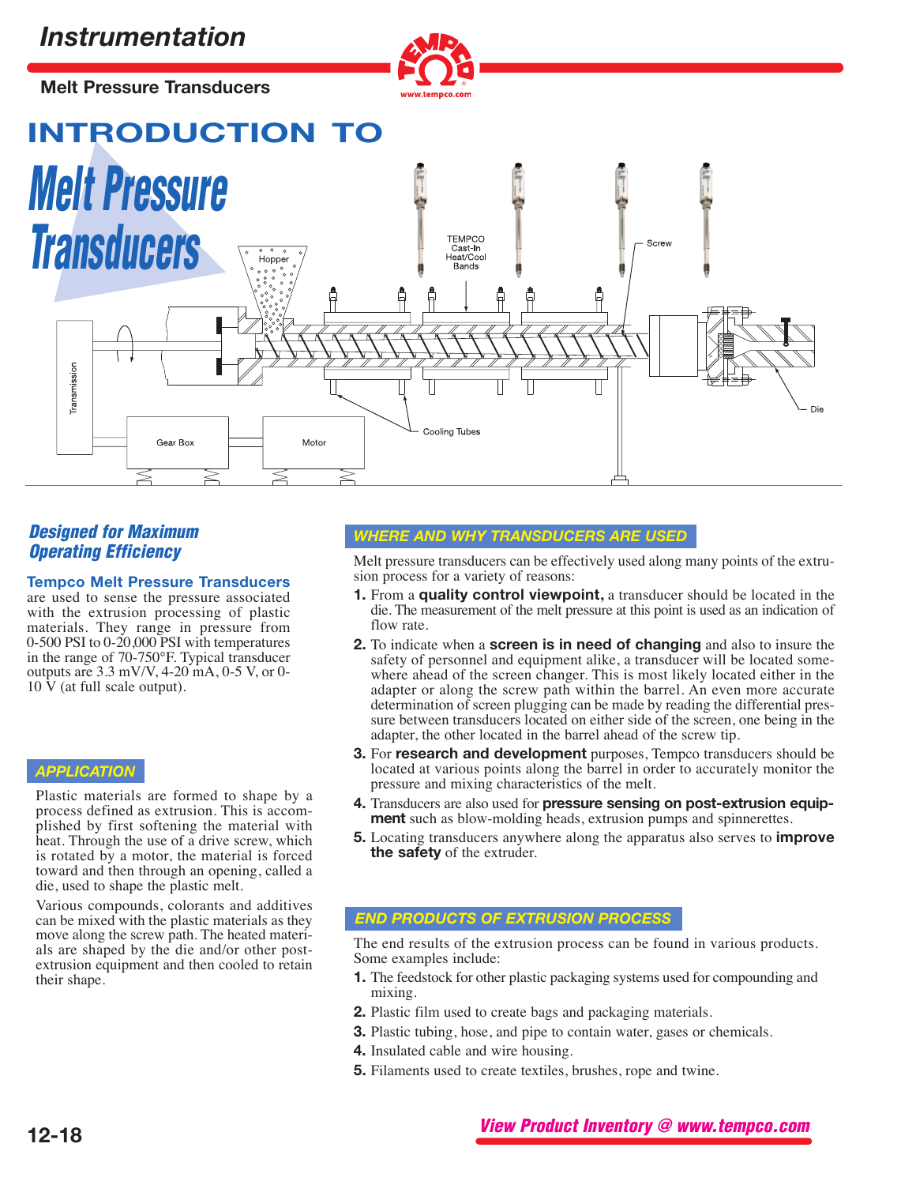# Instrumentation

## Melt Pressure Transducers

# INTRODUCTION TO *Melt Pressure Transducers*

### *Designed for Maximum Operating Efficiency*

**Tempco Melt Pressure Transducers** are used to sense the pressure associated with the extrusion processing of plastic materials. They range in pressure from 0-500 PSI to 0-20,000 PSI with temperatures in the range of 70-750°F. Typical transducer outputs are 3.3 mV/V, 4-20 mA, 0-5 V, or 0-10 V (at full scale output).

### *APPLICATION*

Plastic materials are formed to shape by a process defined as extrusion. This is accomplished by first softening the material with heat. Through the use of a drive screw, which is rotated by a motor, the material is forced toward and then through an opening, called a die, used to shape the plastic melt.

Various compounds, colorants and additives can be mixed with the plastic materials as they move along the screw path. The heated materials are shaped by the die and/or other post-extrusion equipment and then cooled to retain their shape.

### *WHERE AND WHY TRANSDUCERS ARE USED*

Melt pressure transducers can be effectively used along many points of the extrusion process for a variety of reasons:

1. From a **quality control viewpoint,** a transducer should be located in the die. The measurement of the melt pressure at this point is used as an indication of flow rate.
2. To indicate when a **screen is in need of changing** and also to insure the safety of personnel and equipment alike, a transducer will be located somewhere ahead of the screen changer. This is most likely located either in the adapter or along the screw path within the barrel. An even more accurate determination of screen plugging can be made by reading the differential pressure between transducers located on either side of the screen, one being in the adapter, the other located in the barrel ahead of the screw tip.
3. For **research and development** purposes, Tempco transducers should be located at various points along the barrel in order to accurately monitor the pressure and mixing characteristics of the melt.
4. Transducers are also used for **pressure sensing on post-extrusion equipment** such as blow-molding heads, extrusion pumps and spinnerettes.
5. Locating transducers anywhere along the apparatus also serves to **improve the safety** of the extruder.

### *END PRODUCTS OF EXTRUSION PROCESS*

The end results of the extrusion process can be found in various products. Some examples include:

1. The feedstock for other plastic packaging systems used for compounding and mixing.
2. Plastic film used to create bags and packaging materials.
3. Plastic tubing, hose, and pipe to contain water, gases or chemicals.
4. Insulated cable and wire housing.
5. Filaments used to create textiles, brushes, rope and twine.

*View Product Inventory @ www.tempco.com*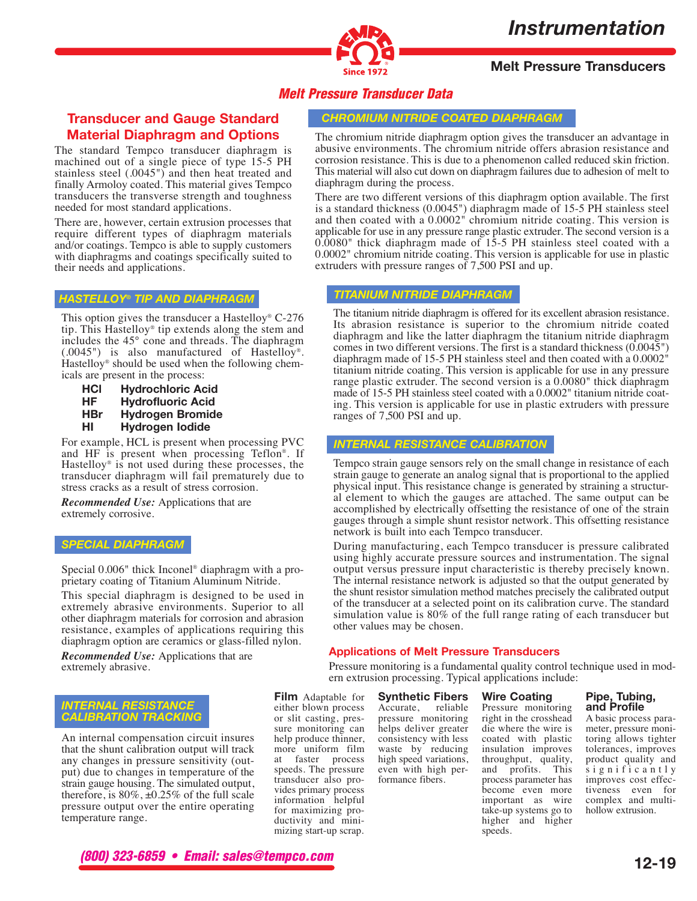# Melt Pressure Transducer Data

## Transducer and Gauge Standard Material Diaphragm and Options

The standard Tempco transducer diaphragm is machined out of a single piece of type 15-5 PH stainless steel (.0045") and then heat treated and finally Armoloy coated. This material gives Tempco transducers the transverse strength and toughness needed for most standard applications.

There are, however, certain extrusion processes that require different types of diaphragm materials and/or coatings. Tempco is able to supply customers with diaphragms and coatings specifically suited to their needs and applications.

### HASTELLOY® TIP AND DIAPHRAGM

This option gives the transducer a Hastelloy® C-276 tip. This Hastelloy® tip extends along the stem and includes the 45° cone and threads. The diaphragm (.0045") is also manufactured of Hastelloy®. Hastelloy® should be used when the following chemicals are present in the process:

- **HCl** **Hydrochloric Acid**
- **HF** **Hydrofluoric Acid**
- **HBr** **Hydrogen Bromide**
- **HI** **Hydrogen Iodide**

For example, HCL is present when processing PVC and HF is present when processing Teflon®. If Hastelloy® is not used during these processes, the transducer diaphragm will fail prematurely due to stress cracks as a result of stress corrosion.

***Recommended Use:*** Applications that are extremely corrosive.

### SPECIAL DIAPHRAGM

Special 0.006" thick Inconel® diaphragm with a proprietary coating of Titanium Aluminum Nitride.

This special diaphragm is designed to be used in extremely abrasive environments. Superior to all other diaphragm materials for corrosion and abrasion resistance, examples of applications requiring this diaphragm option are ceramics or glass-filled nylon.

***Recommended Use:*** Applications that are extremely abrasive.

### INTERNAL RESISTANCE CALIBRATION TRACKING

An internal compensation circuit insures that the shunt calibration output will track any changes in pressure sensitivity (output) due to changes in temperature of the strain gauge housing. The simulated output, therefore, is 80%, ±0.25% of the full scale pressure output over the entire operating temperature range.

### CHROMIUM NITRIDE COATED DIAPHRAGM

The chromium nitride diaphragm option gives the transducer an advantage in abusive environments. The chromium nitride offers abrasion resistance and corrosion resistance. This is due to a phenomenon called reduced skin friction. This material will also cut down on diaphragm failures due to adhesion of melt to diaphragm during the process.

There are two different versions of this diaphragm option available. The first is a standard thickness (0.0045") diaphragm made of 15-5 PH stainless steel and then coated with a 0.0002" chromium nitride coating. This version is applicable for use in any pressure range plastic extruder. The second version is a 0.0080" thick diaphragm made of 15-5 PH stainless steel coated with a 0.0002" chromium nitride coating. This version is applicable for use in plastic extruders with pressure ranges of 7,500 PSI and up.

### TITANIUM NITRIDE DIAPHRAGM

The titanium nitride diaphragm is offered for its excellent abrasion resistance. Its abrasion resistance is superior to the chromium nitride coated diaphragm and like the latter diaphragm the titanium nitride diaphragm comes in two different versions. The first is a standard thickness (0.0045") diaphragm made of 15-5 PH stainless steel and then coated with a 0.0002" titanium nitride coating. This version is applicable for use in any pressure range plastic extruder. The second version is a 0.0080" thick diaphragm made of 15-5 PH stainless steel coated with a 0.0002" titanium nitride coating. This version is applicable for use in plastic extruders with pressure ranges of 7,500 PSI and up.

### INTERNAL RESISTANCE CALIBRATION

Tempco strain gauge sensors rely on the small change in resistance of each strain gauge to generate an analog signal that is proportional to the applied physical input. This resistance change is generated by straining a structural element to which the gauges are attached. The same output can be accomplished by electrically offsetting the resistance of one of the strain gauges through a simple shunt resistor network. This offsetting resistance network is built into each Tempco transducer.

During manufacturing, each Tempco transducer is pressure calibrated using highly accurate pressure sources and instrumentation. The signal output versus pressure input characteristic is thereby precisely known. The internal resistance network is adjusted so that the output generated by the shunt resistor simulation method matches precisely the calibrated output of the transducer at a selected point on its calibration curve. The standard simulation value is 80% of the full range rating of each transducer but other values may be chosen.

## Applications of Melt Pressure Transducers

Pressure monitoring is a fundamental quality control technique used in modern extrusion processing. Typical applications include:

**Film** Adaptable for either blown process or slit casting, pressure monitoring can help produce thinner, more uniform film at faster process speeds. The pressure transducer also provides primary process information helpful for maximizing productivity and minimizing start-up scrap.

**Synthetic Fibers** Accurate, reliable pressure monitoring helps deliver greater consistency with less waste by reducing high speed variations, even with high performance fibers.

**Wire Coating** Pressure monitoring right in the crosshead die where the wire is coated with plastic insulation improves throughput, quality, and profits. This process parameter has become even more important as wire take-up systems go to higher and higher speeds.

**Pipe, Tubing, and Profile** A basic process parameter, pressure monitoring allows tighter tolerances, improves product quality and significantly improves cost effectiveness even for complex and multi-hollow extrusion.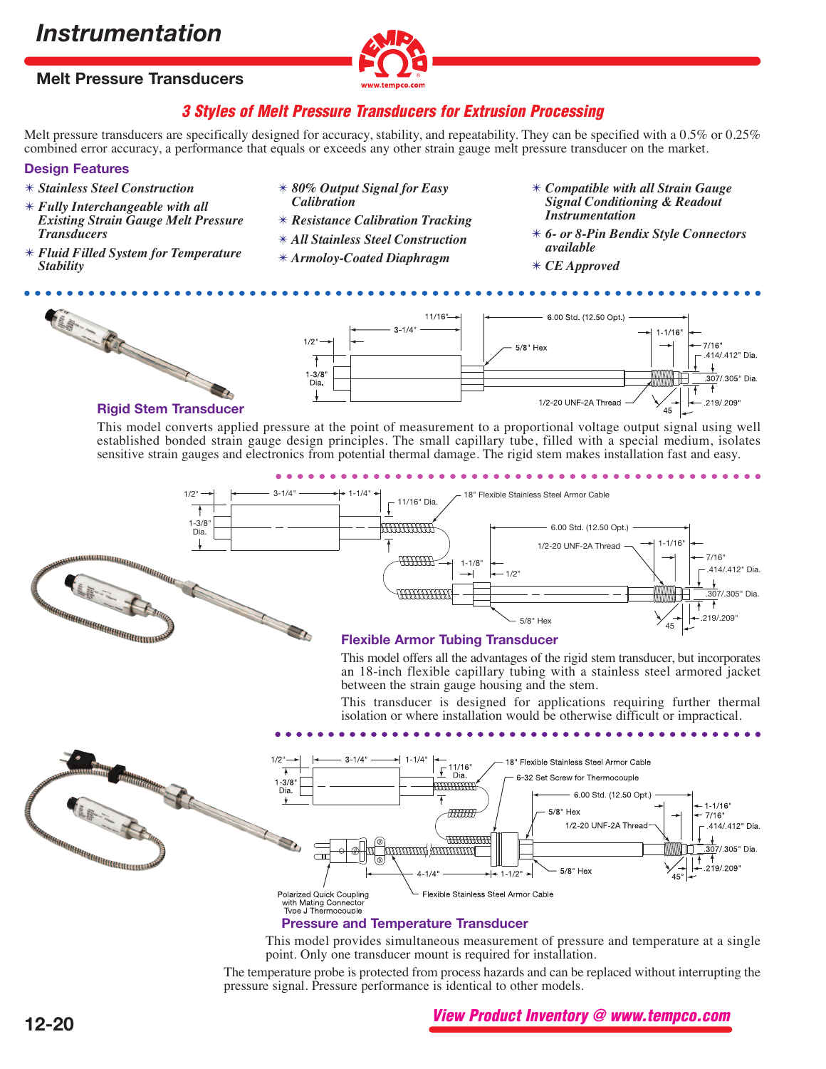# Instrumentation

## Melt Pressure Transducers

### 3 Styles of Melt Pressure Transducers for Extrusion Processing

Melt pressure transducers are specifically designed for accuracy, stability, and repeatability. They can be specified with a 0.5% or 0.25% combined error accuracy, a performance that equals or exceeds any other strain gauge melt pressure transducer on the market.

### Design Features

- *Stainless Steel Construction*
- *Fully Interchangeable with all Existing Strain Gauge Melt Pressure Transducers*
- *Fluid Filled System for Temperature Stability*
- *80% Output Signal for Easy Calibration*
- *Resistance Calibration Tracking*
- *All Stainless Steel Construction*
- *Armoloy-Coated Diaphragm*
- *Compatible with all Strain Gauge Signal Conditioning & Readout Instrumentation*
- *6- or 8-Pin Bendix Style Connectors available*
- *CE Approved*

### Rigid Stem Transducer

This model converts applied pressure at the point of measurement to a proportional voltage output signal using well established bonded strain gauge design principles. The small capillary tube, filled with a special medium, isolates sensitive strain gauges and electronics from potential thermal damage. The rigid stem makes installation fast and easy.

### Flexible Armor Tubing Transducer

This model offers all the advantages of the rigid stem transducer, but incorporates an 18-inch flexible capillary tubing with a stainless steel armored jacket between the strain gauge housing and the stem.

This transducer is designed for applications requiring further thermal isolation or where installation would be otherwise difficult or impractical.

### Pressure and Temperature Transducer

This model provides simultaneous measurement of pressure and temperature at a single point. Only one transducer mount is required for installation.

The temperature probe is protected from process hazards and can be replaced without interrupting the pressure signal. Pressure performance is identical to other models.

*View Product Inventory @ www.tempco.com*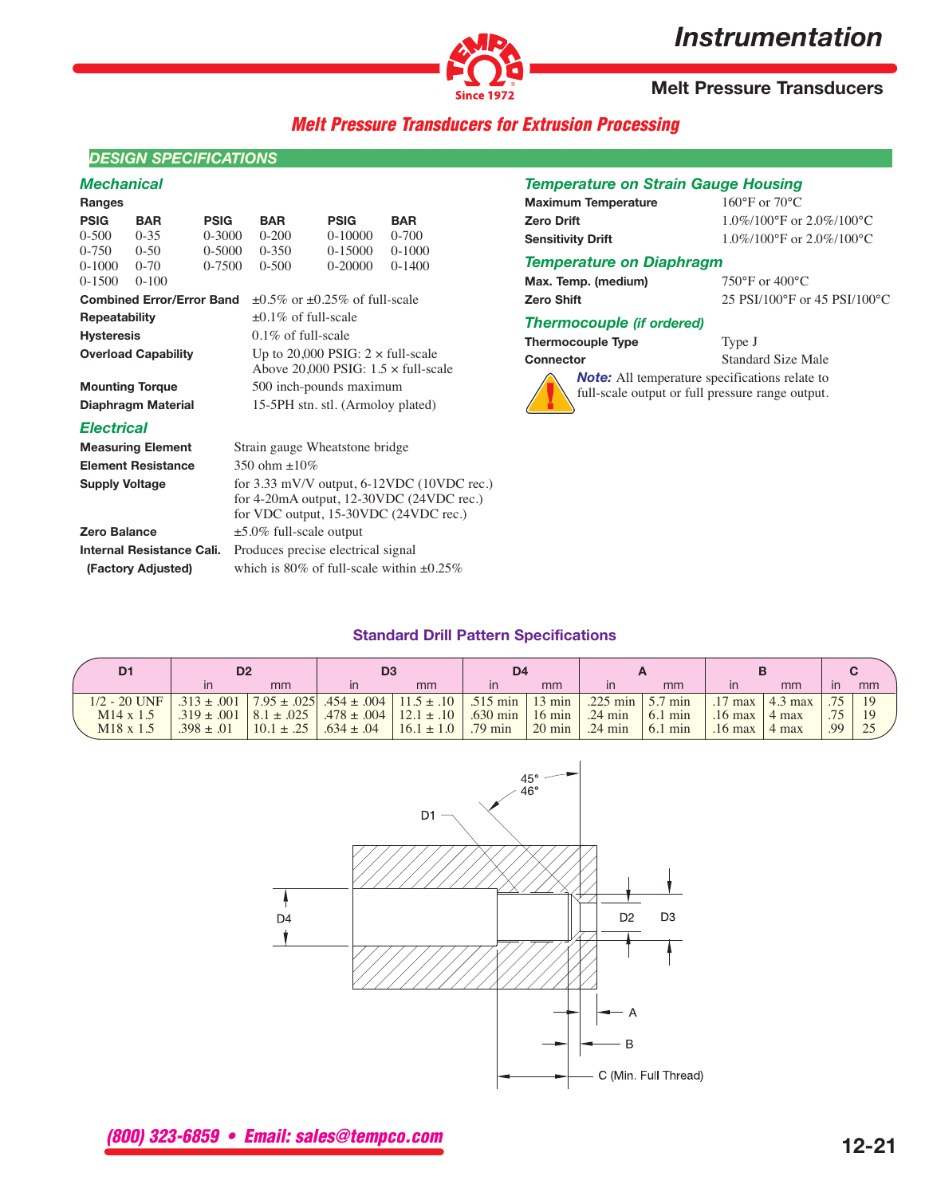# Melt Pressure Transducers for Extrusion Processing

## DESIGN SPECIFICATIONS

### Mechanical

**Ranges**

| PSIG | BAR | PSIG | BAR | PSIG | BAR |
|---|---|---|---|---|---|
| 0-500 | 0-35 | 0-3000 | 0-200 | 0-10000 | 0-700 |
| 0-750 | 0-50 | 0-5000 | 0-350 | 0-15000 | 0-1000 |
| 0-1000 | 0-70 | 0-7500 | 0-500 | 0-20000 | 0-1400 |
| 0-1500 | 0-100 | | | | |

| | |
|---|---|
| **Combined Error/Error Band** | ±0.5% or ±0.25% of full-scale |
| **Repeatability** | ±0.1% of full-scale |
| **Hysteresis** | 0.1% of full-scale |
| **Overload Capability** | Up to 20,000 PSIG: 2 × full-scale<br>Above 20,000 PSIG: 1.5 × full-scale |
| **Mounting Torque** | 500 inch-pounds maximum |
| **Diaphragm Material** | 15-5PH stn. stl. (Armoloy plated) |

### Electrical

| | |
|---|---|
| **Measuring Element** | Strain gauge Wheatstone bridge |
| **Element Resistance** | 350 ohm ±10% |
| **Supply Voltage** | for 3.33 mV/V output, 6-12VDC (10VDC rec.)<br>for 4-20mA output, 12-30VDC (24VDC rec.)<br>for VDC output, 15-30VDC (24VDC rec.) |
| **Zero Balance** | ±5.0% full-scale output |
| **Internal Resistance Cali. (Factory Adjusted)** | Produces precise electrical signal which is 80% of full-scale within ±0.25% |

### Temperature on Strain Gauge Housing

| | |
|---|---|
| **Maximum Temperature** | 160°F or 70°C |
| **Zero Drift** | 1.0%/100°F or 2.0%/100°C |
| **Sensitivity Drift** | 1.0%/100°F or 2.0%/100°C |

### Temperature on Diaphragm

| | |
|---|---|
| **Max. Temp. (medium)** | 750°F or 400°C |
| **Zero Shift** | 25 PSI/100°F or 45 PSI/100°C |

### Thermocouple *(if ordered)*

| | |
|---|---|
| **Thermocouple Type** | Type J |
| **Connector** | Standard Size Male |

***Note:*** All temperature specifications relate to full-scale output or full pressure range output.

## Standard Drill Pattern Specifications

| D1 | D2 | | D3 | | D4 | | A | | B | | C | |
|---|---|---|---|---|---|---|---|---|---|---|---|---|
| | in | mm | in | mm | in | mm | in | mm | in | mm | in | mm |
| 1/2 - 20 UNF | .313 ± .001 | 7.95 ± .025 | .454 ± .004 | 11.5 ± .10 | .515 min | 13 min | .225 min | 5.7 min | .17 max | 4.3 max | .75 | 19 |
| M14 x 1.5 | .319 ± .001 | 8.1 ± .025 | .478 ± .004 | 12.1 ± .10 | .630 min | 16 min | .24 min | 6.1 min | .16 max | 4 max | .75 | 19 |
| M18 x 1.5 | .398 ± .01 | 10.1 ± .25 | .634 ± .04 | 16.1 ± 1.0 | .79 min | 20 min | .24 min | 6.1 min | .16 max | 4 max | .99 | 25 |

45°
46°
D1
D4
D2
D3
A
B
C (Min. Full Thread)

(800) 323-6859 • Email: sales@tempco.com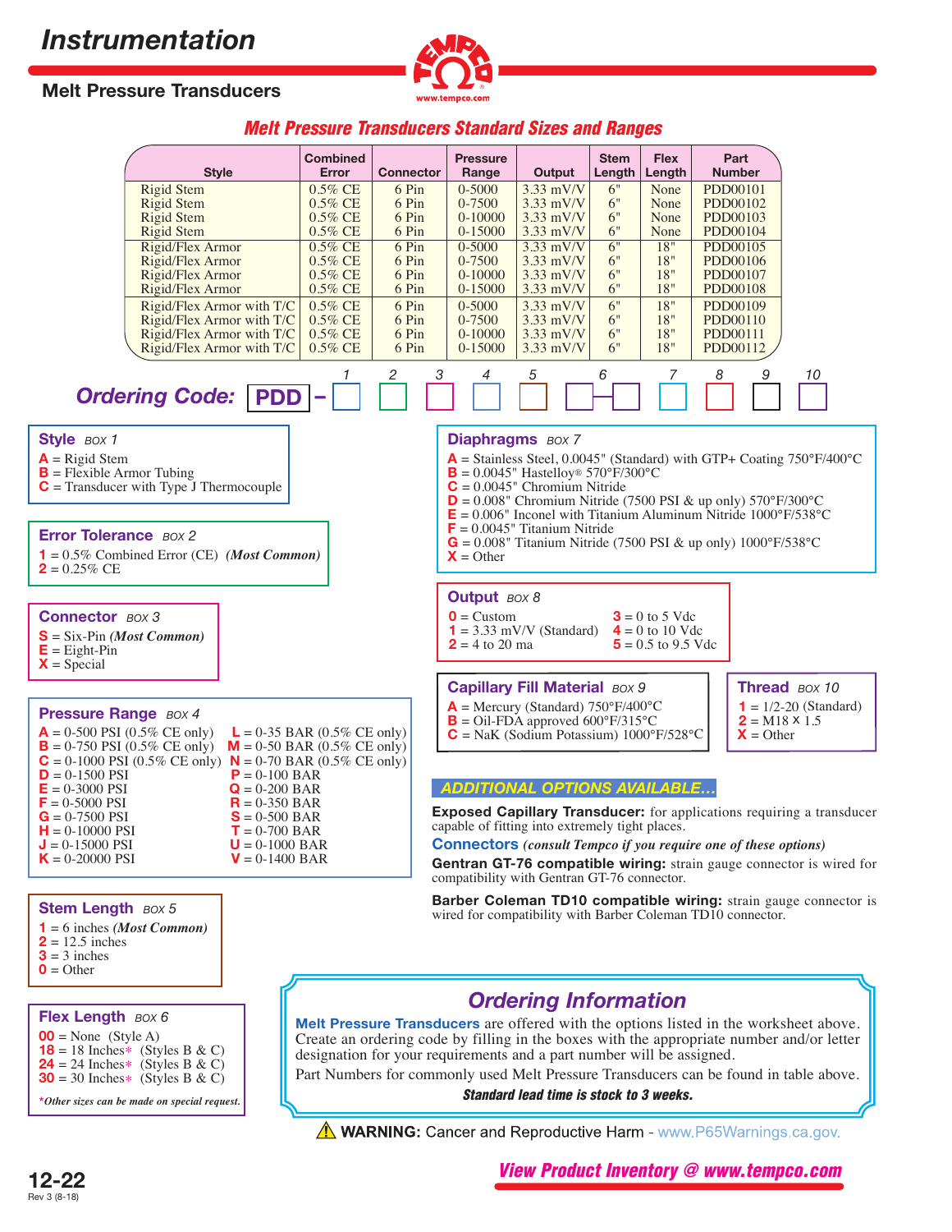# Instrumentation

## Melt Pressure Transducers

### Melt Pressure Transducers Standard Sizes and Ranges

| Style | Combined Error | Connector | Pressure Range | Output | Stem Length | Flex Length | Part Number |
|---|---|---|---|---|---|---|---|
| Rigid Stem | 0.5% CE | 6 Pin | 0-5000 | 3.33 mV/V | 6" | None | PDD00101 |
| Rigid Stem | 0.5% CE | 6 Pin | 0-7500 | 3.33 mV/V | 6" | None | PDD00102 |
| Rigid Stem | 0.5% CE | 6 Pin | 0-10000 | 3.33 mV/V | 6" | None | PDD00103 |
| Rigid Stem | 0.5% CE | 6 Pin | 0-15000 | 3.33 mV/V | 6" | None | PDD00104 |
| Rigid/Flex Armor | 0.5% CE | 6 Pin | 0-5000 | 3.33 mV/V | 6" | 18" | PDD00105 |
| Rigid/Flex Armor | 0.5% CE | 6 Pin | 0-7500 | 3.33 mV/V | 6" | 18" | PDD00106 |
| Rigid/Flex Armor | 0.5% CE | 6 Pin | 0-10000 | 3.33 mV/V | 6" | 18" | PDD00107 |
| Rigid/Flex Armor | 0.5% CE | 6 Pin | 0-15000 | 3.33 mV/V | 6" | 18" | PDD00108 |
| Rigid/Flex Armor with T/C | 0.5% CE | 6 Pin | 0-5000 | 3.33 mV/V | 6" | 18" | PDD00109 |
| Rigid/Flex Armor with T/C | 0.5% CE | 6 Pin | 0-7500 | 3.33 mV/V | 6" | 18" | PDD00110 |
| Rigid/Flex Armor with T/C | 0.5% CE | 6 Pin | 0-10000 | 3.33 mV/V | 6" | 18" | PDD00111 |
| Rigid/Flex Armor with T/C | 0.5% CE | 6 Pin | 0-15000 | 3.33 mV/V | 6" | 18" | PDD00112 |

**Ordering Code:** PDD – [1] [2] [3] [4] [5] [6] [7] [8] [9] [10]

**Style** *BOX 1*
- **A** = Rigid Stem
- **B** = Flexible Armor Tubing
- **C** = Transducer with Type J Thermocouple

**Error Tolerance** *BOX 2*
- **1** = 0.5% Combined Error (CE) *(Most Common)*
- **2** = 0.25% CE

**Connector** *BOX 3*
- **S** = Six-Pin *(Most Common)*
- **E** = Eight-Pin
- **X** = Special

**Pressure Range** *BOX 4*
- **A** = 0-500 PSI (0.5% CE only)
- **B** = 0-750 PSI (0.5% CE only)
- **C** = 0-1000 PSI (0.5% CE only)
- **D** = 0-1500 PSI
- **E** = 0-3000 PSI
- **F** = 0-5000 PSI
- **G** = 0-7500 PSI
- **H** = 0-10000 PSI
- **J** = 0-15000 PSI
- **K** = 0-20000 PSI
- **L** = 0-35 BAR (0.5% CE only)
- **M** = 0-50 BAR (0.5% CE only)
- **N** = 0-70 BAR (0.5% CE only)
- **P** = 0-100 BAR
- **Q** = 0-200 BAR
- **R** = 0-350 BAR
- **S** = 0-500 BAR
- **T** = 0-700 BAR
- **U** = 0-1000 BAR
- **V** = 0-1400 BAR

**Stem Length** *BOX 5*
- **1** = 6 inches *(Most Common)*
- **2** = 12.5 inches
- **3** = 3 inches
- **0** = Other

**Flex Length** *BOX 6*
- **00** = None (Style A)
- **18** = 18 Inches* (Styles B & C)
- **24** = 24 Inches* (Styles B & C)
- **30** = 30 Inches* (Styles B & C)

**Other sizes can be made on special request.*

**Diaphragms** *BOX 7*
- **A** = Stainless Steel, 0.0045" (Standard) with GTP+ Coating 750°F/400°C
- **B** = 0.0045" Hastelloy® 570°F/300°C
- **C** = 0.0045" Chromium Nitride
- **D** = 0.008" Chromium Nitride (7500 PSI & up only) 570°F/300°C
- **E** = 0.006" Inconel with Titanium Aluminum Nitride 1000°F/538°C
- **F** = 0.0045" Titanium Nitride
- **G** = 0.008" Titanium Nitride (7500 PSI & up only) 1000°F/538°C
- **X** = Other

**Output** *BOX 8*
- **0** = Custom
- **1** = 3.33 mV/V (Standard)
- **2** = 4 to 20 ma
- **3** = 0 to 5 Vdc
- **4** = 0 to 10 Vdc
- **5** = 0.5 to 9.5 Vdc

**Capillary Fill Material** *BOX 9*
- **A** = Mercury (Standard) 750°F/400°C
- **B** = Oil-FDA approved 600°F/315°C
- **C** = NaK (Sodium Potassium) 1000°F/528°C

**Thread** *BOX 10*
- **1** = 1/2-20 (Standard)
- **2** = M18 x 1.5
- **X** = Other

### ADDITIONAL OPTIONS AVAILABLE...

**Exposed Capillary Transducer:** for applications requiring a transducer capable of fitting into extremely tight places.

**Connectors** *(consult Tempco if you require one of these options)*

**Gentran GT-76 compatible wiring:** strain gauge connector is wired for compatibility with Gentran GT-76 connector.

**Barber Coleman TD10 compatible wiring:** strain gauge connector is wired for compatibility with Barber Coleman TD10 connector.

### Ordering Information

**Melt Pressure Transducers** are offered with the options listed in the worksheet above. Create an ordering code by filling in the boxes with the appropriate number and/or letter designation for your requirements and a part number will be assigned.

Part Numbers for commonly used Melt Pressure Transducers can be found in table above.

***Standard lead time is stock to 3 weeks.***

⚠ **WARNING:** Cancer and Reproductive Harm - www.P65Warnings.ca.gov.

*View Product Inventory @ www.tempco.com*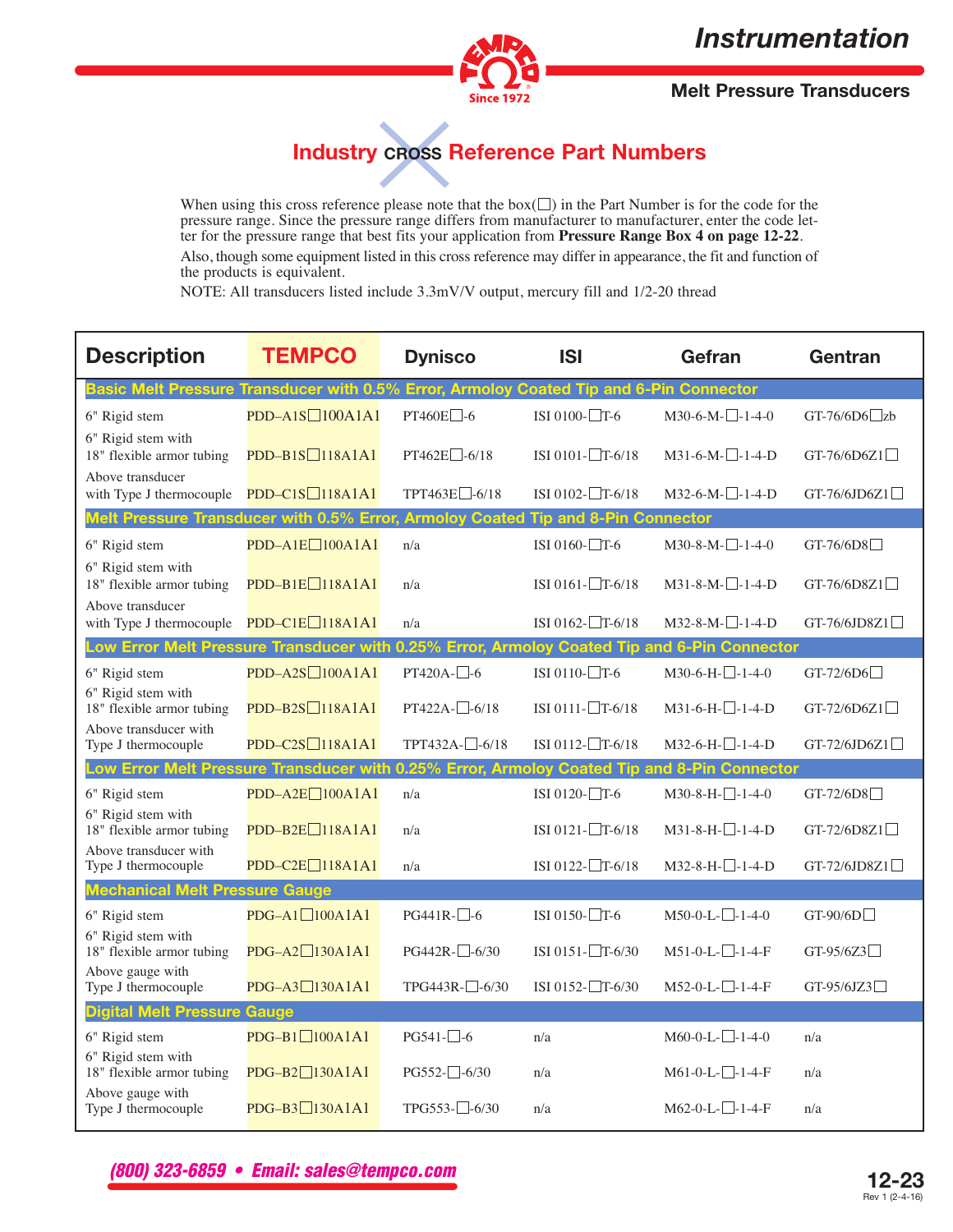# Instrumentation

## Melt Pressure Transducers

## Industry CROSS Reference Part Numbers

When using this cross reference please note that the box(☐) in the Part Number is for the code for the pressure range. Since the pressure range differs from manufacturer to manufacturer, enter the code letter for the pressure range that best fits your application from **Pressure Range Box 4 on page 12-22**.

Also, though some equipment listed in this cross reference may differ in appearance, the fit and function of the products is equivalent.

NOTE: All transducers listed include 3.3mV/V output, mercury fill and 1/2-20 thread

| Description | TEMPCO | Dynisco | ISI | Gefran | Gentran |
|---|---|---|---|---|---|
| **Basic Melt Pressure Transducer with 0.5% Error, Armoloy Coated Tip and 6-Pin Connector** | | | | | |
| 6" Rigid stem | PDD–A1S☐100A1A1 | PT460E☐-6 | ISI 0100-☐T-6 | M30-6-M-☐-1-4-0 | GT-76/6D6☐zb |
| 6" Rigid stem with 18" flexible armor tubing | PDD–B1S☐118A1A1 | PT462E☐-6/18 | ISI 0101-☐T-6/18 | M31-6-M-☐-1-4-D | GT-76/6D6Z1☐ |
| Above transducer with Type J thermocouple | PDD–C1S☐118A1A1 | TPT463E☐-6/18 | ISI 0102-☐T-6/18 | M32-6-M-☐-1-4-D | GT-76/6JD6Z1☐ |
| **Melt Pressure Transducer with 0.5% Error, Armoloy Coated Tip and 8-Pin Connector** | | | | | |
| 6" Rigid stem | PDD–A1E☐100A1A1 | n/a | ISI 0160-☐T-6 | M30-8-M-☐-1-4-0 | GT-76/6D8☐ |
| 6" Rigid stem with 18" flexible armor tubing | PDD–B1E☐118A1A1 | n/a | ISI 0161-☐T-6/18 | M31-8-M-☐-1-4-D | GT-76/6D8Z1☐ |
| Above transducer with Type J thermocouple | PDD–C1E☐118A1A1 | n/a | ISI 0162-☐T-6/18 | M32-8-M-☐-1-4-D | GT-76/6JD8Z1☐ |
| **Low Error Melt Pressure Transducer with 0.25% Error, Armoloy Coated Tip and 6-Pin Connector** | | | | | |
| 6" Rigid stem | PDD–A2S☐100A1A1 | PT420A-☐-6 | ISI 0110-☐T-6 | M30-6-H-☐-1-4-0 | GT-72/6D6☐ |
| 6" Rigid stem with 18" flexible armor tubing | PDD–B2S☐118A1A1 | PT422A-☐-6/18 | ISI 0111-☐T-6/18 | M31-6-H-☐-1-4-D | GT-72/6D6Z1☐ |
| Above transducer with Type J thermocouple | PDD–C2S☐118A1A1 | TPT432A-☐-6/18 | ISI 0112-☐T-6/18 | M32-6-H-☐-1-4-D | GT-72/6JD6Z1☐ |
| **Low Error Melt Pressure Transducer with 0.25% Error, Armoloy Coated Tip and 8-Pin Connector** | | | | | |
| 6" Rigid stem | PDD–A2E☐100A1A1 | n/a | ISI 0120-☐T-6 | M30-8-H-☐-1-4-0 | GT-72/6D8☐ |
| 6" Rigid stem with 18" flexible armor tubing | PDD–B2E☐118A1A1 | n/a | ISI 0121-☐T-6/18 | M31-8-H-☐-1-4-D | GT-72/6D8Z1☐ |
| Above transducer with Type J thermocouple | PDD–C2E☐118A1A1 | n/a | ISI 0122-☐T-6/18 | M32-8-H-☐-1-4-D | GT-72/6JD8Z1☐ |
| **Mechanical Melt Pressure Gauge** | | | | | |
| 6" Rigid stem | PDG–A1☐100A1A1 | PG441R-☐-6 | ISI 0150-☐T-6 | M50-0-L-☐-1-4-0 | GT-90/6D☐ |
| 6" Rigid stem with 18" flexible armor tubing | PDG–A2☐130A1A1 | PG442R-☐-6/30 | ISI 0151-☐T-6/30 | M51-0-L-☐-1-4-F | GT-95/6Z3☐ |
| Above gauge with Type J thermocouple | PDG–A3☐130A1A1 | TPG443R-☐-6/30 | ISI 0152-☐T-6/30 | M52-0-L-☐-1-4-F | GT-95/6JZ3☐ |
| **Digital Melt Pressure Gauge** | | | | | |
| 6" Rigid stem | PDG–B1☐100A1A1 | PG541-☐-6 | n/a | M60-0-L-☐-1-4-0 | n/a |
| 6" Rigid stem with 18" flexible armor tubing | PDG–B2☐130A1A1 | PG552-☐-6/30 | n/a | M61-0-L-☐-1-4-F | n/a |
| Above gauge with Type J thermocouple | PDG–B3☐130A1A1 | TPG553-☐-6/30 | n/a | M62-0-L-☐-1-4-F | n/a |

*(800) 323-6859 • Email: sales@tempco.com*

Rev 1 (2-4-16)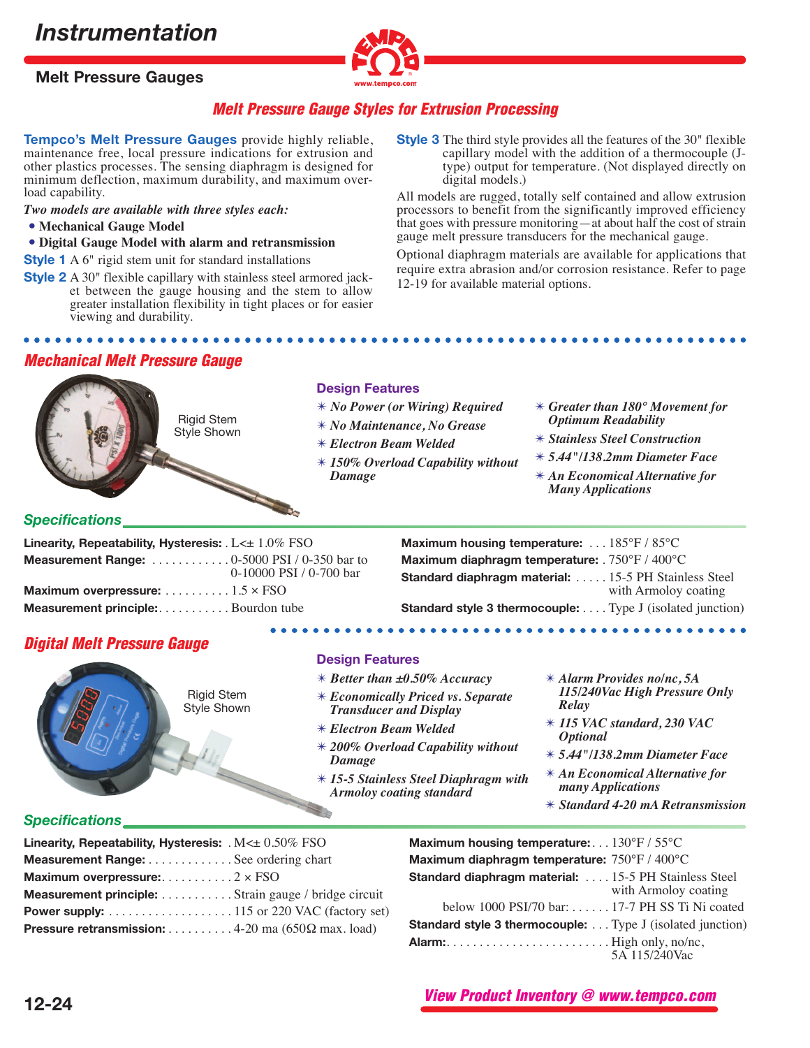# Instrumentation

## Melt Pressure Gauges

### Melt Pressure Gauge Styles for Extrusion Processing

**Tempco's Melt Pressure Gauges** provide highly reliable, maintenance free, local pressure indications for extrusion and other plastics processes. The sensing diaphragm is designed for minimum deflection, maximum durability, and maximum overload capability.

*Two models are available with three styles each:*

- **Mechanical Gauge Model**
- **Digital Gauge Model with alarm and retransmission**

**Style 1** A 6" rigid stem unit for standard installations

**Style 2** A 30" flexible capillary with stainless steel armored jacket between the gauge housing and the stem to allow greater installation flexibility in tight places or for easier viewing and durability.

**Style 3** The third style provides all the features of the 30" flexible capillary model with the addition of a thermocouple (J-type) output for temperature. (Not displayed directly on digital models.)

All models are rugged, totally self contained and allow extrusion processors to benefit from the significantly improved efficiency that goes with pressure monitoring—at about half the cost of strain gauge melt pressure transducers for the mechanical gauge.

Optional diaphragm materials are available for applications that require extra abrasion and/or corrosion resistance. Refer to page 12-19 for available material options.

### Mechanical Melt Pressure Gauge

Rigid Stem Style Shown

#### Design Features

- *No Power (or Wiring) Required*
- *No Maintenance, No Grease*
- *Electron Beam Welded*
- *150% Overload Capability without Damage*
- *Greater than 180° Movement for Optimum Readability*
- *Stainless Steel Construction*
- *5.44"/138.2mm Diameter Face*
- *An Economical Alternative for Many Applications*

#### Specifications

**Linearity, Repeatability, Hysteresis:** L<± 1.0% FSO
**Measurement Range:** 0-5000 PSI / 0-350 bar to 0-10000 PSI / 0-700 bar
**Maximum overpressure:** 1.5 × FSO
**Measurement principle:** Bourdon tube
**Maximum housing temperature:** 185°F / 85°C
**Maximum diaphragm temperature:** 750°F / 400°C
**Standard diaphragm material:** 15-5 PH Stainless Steel with Armoloy coating
**Standard style 3 thermocouple:** Type J (isolated junction)

### Digital Melt Pressure Gauge

Rigid Stem Style Shown

#### Design Features

- *Better than ±0.50% Accuracy*
- *Economically Priced vs. Separate Transducer and Display*
- *Electron Beam Welded*
- *200% Overload Capability without Damage*
- *15-5 Stainless Steel Diaphragm with Armoloy coating standard*
- *Alarm Provides no/nc, 5A 115/240Vac High Pressure Only Relay*
- *115 VAC standard, 230 VAC Optional*
- *5.44"/138.2mm Diameter Face*
- *An Economical Alternative for many Applications*
- *Standard 4-20 mA Retransmission*

#### Specifications

**Linearity, Repeatability, Hysteresis:** M<± 0.50% FSO
**Measurement Range:** See ordering chart
**Maximum overpressure:** 2 × FSO
**Measurement principle:** Strain gauge / bridge circuit
**Power supply:** 115 or 220 VAC (factory set)
**Pressure retransmission:** 4-20 ma (650Ω max. load)
**Maximum housing temperature:** 130°F / 55°C
**Maximum diaphragm temperature:** 750°F / 400°C
**Standard diaphragm material:** 15-5 PH Stainless Steel with Armoloy coating
below 1000 PSI/70 bar: 17-7 PH SS Ti Ni coated
**Standard style 3 thermocouple:** Type J (isolated junction)
**Alarm:** High only, no/nc, 5A 115/240Vac

*View Product Inventory @ www.tempco.com*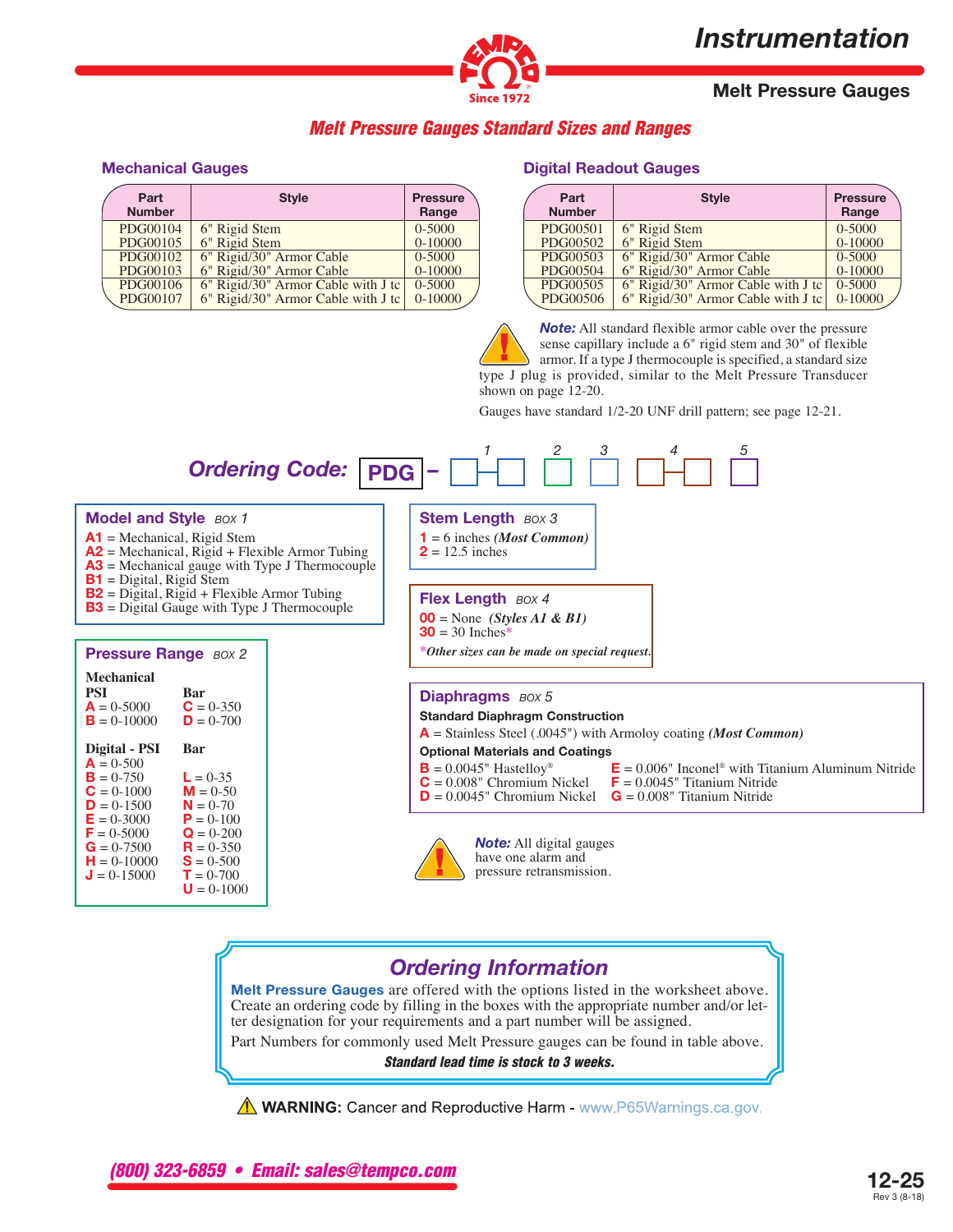# Instrumentation

## Melt Pressure Gauges

### Melt Pressure Gauges Standard Sizes and Ranges

#### Mechanical Gauges

| Part Number | Style | Pressure Range |
|---|---|---|
| PDG00104 | 6" Rigid Stem | 0-5000 |
| PDG00105 | 6" Rigid Stem | 0-10000 |
| PDG00102 | 6" Rigid/30" Armor Cable | 0-5000 |
| PDG00103 | 6" Rigid/30" Armor Cable | 0-10000 |
| PDG00106 | 6" Rigid/30" Armor Cable with J tc | 0-5000 |
| PDG00107 | 6" Rigid/30" Armor Cable with J tc | 0-10000 |

#### Digital Readout Gauges

| Part Number | Style | Pressure Range |
|---|---|---|
| PDG00501 | 6" Rigid Stem | 0-5000 |
| PDG00502 | 6" Rigid Stem | 0-10000 |
| PDG00503 | 6" Rigid/30" Armor Cable | 0-5000 |
| PDG00504 | 6" Rigid/30" Armor Cable | 0-10000 |
| PDG00505 | 6" Rigid/30" Armor Cable with J tc | 0-5000 |
| PDG00506 | 6" Rigid/30" Armor Cable with J tc | 0-10000 |

***Note:*** All standard flexible armor cable over the pressure sense capillary include a 6" rigid stem and 30" of flexible armor. If a type J thermocouple is specified, a standard size type J plug is provided, similar to the Melt Pressure Transducer shown on page 12-20.

Gauges have standard 1/2-20 UNF drill pattern; see page 12-21.

### Ordering Code: PDG – [1][1] [2] [3] [4][4] [5]

#### Model and Style BOX 1

- **A1** = Mechanical, Rigid Stem
- **A2** = Mechanical, Rigid + Flexible Armor Tubing
- **A3** = Mechanical gauge with Type J Thermocouple
- **B1** = Digital, Rigid Stem
- **B2** = Digital, Rigid + Flexible Armor Tubing
- **B3** = Digital Gauge with Type J Thermocouple

#### Pressure Range BOX 2

**Mechanical**

| PSI | Bar |
|---|---|
| **A** = 0-5000 | **C** = 0-350 |
| **B** = 0-10000 | **D** = 0-700 |

| Digital - PSI | Bar |
|---|---|
| **A** = 0-500 | |
| **B** = 0-750 | **L** = 0-35 |
| **C** = 0-1000 | **M** = 0-50 |
| **D** = 0-1500 | **N** = 0-70 |
| **E** = 0-3000 | **P** = 0-100 |
| **F** = 0-5000 | **Q** = 0-200 |
| **G** = 0-7500 | **R** = 0-350 |
| **H** = 0-10000 | **S** = 0-500 |
| **J** = 0-15000 | **T** = 0-700 |
| | **U** = 0-1000 |

#### Stem Length BOX 3

- **1** = 6 inches ***(Most Common)***
- **2** = 12.5 inches

#### Flex Length BOX 4

- **00** = None ***(Styles A1 & B1)***
- **30** = 30 Inches*

****Other sizes can be made on special request.***

#### Diaphragms BOX 5

**Standard Diaphragm Construction**

- **A** = Stainless Steel (.0045") with Armoloy coating ***(Most Common)***

**Optional Materials and Coatings**

- **B** = 0.0045" Hastelloy®
- **C** = 0.008" Chromium Nickel
- **D** = 0.0045" Chromium Nickel
- **E** = 0.006" Inconel® with Titanium Aluminum Nitride
- **F** = 0.0045" Titanium Nitride
- **G** = 0.008" Titanium Nitride

***Note:*** All digital gauges have one alarm and pressure retransmission.

### Ordering Information

**Melt Pressure Gauges** are offered with the options listed in the worksheet above. Create an ordering code by filling in the boxes with the appropriate number and/or letter designation for your requirements and a part number will be assigned.

Part Numbers for commonly used Melt Pressure gauges can be found in table above.

***Standard lead time is stock to 3 weeks.***

⚠ **WARNING:** Cancer and Reproductive Harm - www.P65Warnings.ca.gov.

*(800) 323-6859 • Email: sales@tempco.com*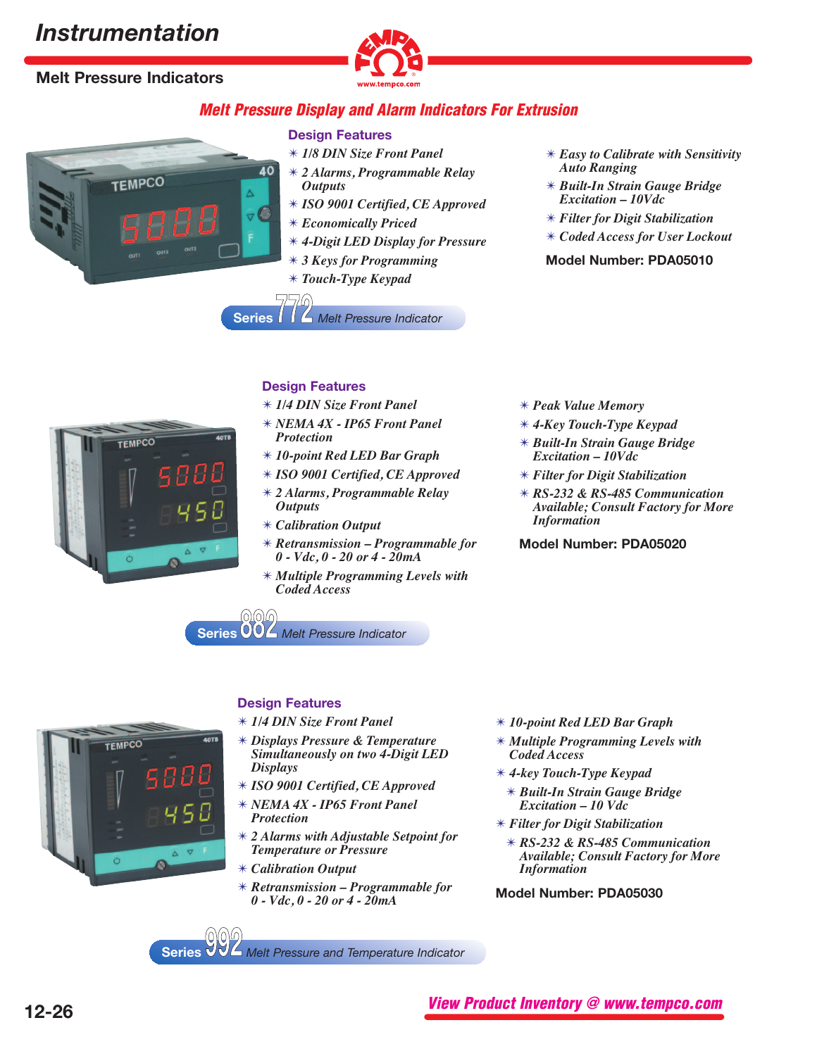# Instrumentation

## Melt Pressure Indicators

### Melt Pressure Display and Alarm Indicators For Extrusion

#### Design Features

- *1/8 DIN Size Front Panel*
- *2 Alarms, Programmable Relay Outputs*
- *ISO 9001 Certified, CE Approved*
- *Economically Priced*
- *4-Digit LED Display for Pressure*
- *3 Keys for Programming*
- *Touch-Type Keypad*
- *Easy to Calibrate with Sensitivity Auto Ranging*
- *Built-In Strain Gauge Bridge Excitation – 10Vdc*
- *Filter for Digit Stabilization*
- *Coded Access for User Lockout*

**Model Number: PDA05010**

**Series 772** *Melt Pressure Indicator*

#### Design Features

- *1/4 DIN Size Front Panel*
- *NEMA 4X - IP65 Front Panel Protection*
- *10-point Red LED Bar Graph*
- *ISO 9001 Certified, CE Approved*
- *2 Alarms, Programmable Relay Outputs*
- *Calibration Output*
- *Retransmission – Programmable for 0 - Vdc, 0 - 20 or 4 - 20mA*
- *Multiple Programming Levels with Coded Access*
- *Peak Value Memory*
- *4-Key Touch-Type Keypad*
- *Built-In Strain Gauge Bridge Excitation – 10Vdc*
- *Filter for Digit Stabilization*
- *RS-232 & RS-485 Communication Available; Consult Factory for More Information*

**Model Number: PDA05020**

**Series 882** *Melt Pressure Indicator*

#### Design Features

- *1/4 DIN Size Front Panel*
- *Displays Pressure & Temperature Simultaneously on two 4-Digit LED Displays*
- *ISO 9001 Certified, CE Approved*
- *NEMA 4X - IP65 Front Panel Protection*
- *2 Alarms with Adjustable Setpoint for Temperature or Pressure*
- *Calibration Output*
- *Retransmission – Programmable for 0 - Vdc, 0 - 20 or 4 - 20mA*
- *10-point Red LED Bar Graph*
- *Multiple Programming Levels with Coded Access*
- *4-key Touch-Type Keypad*
- *Built-In Strain Gauge Bridge Excitation – 10 Vdc*
- *Filter for Digit Stabilization*
- *RS-232 & RS-485 Communication Available; Consult Factory for More Information*

**Model Number: PDA05030**

**Series 992** *Melt Pressure and Temperature Indicator*

*View Product Inventory @ www.tempco.com*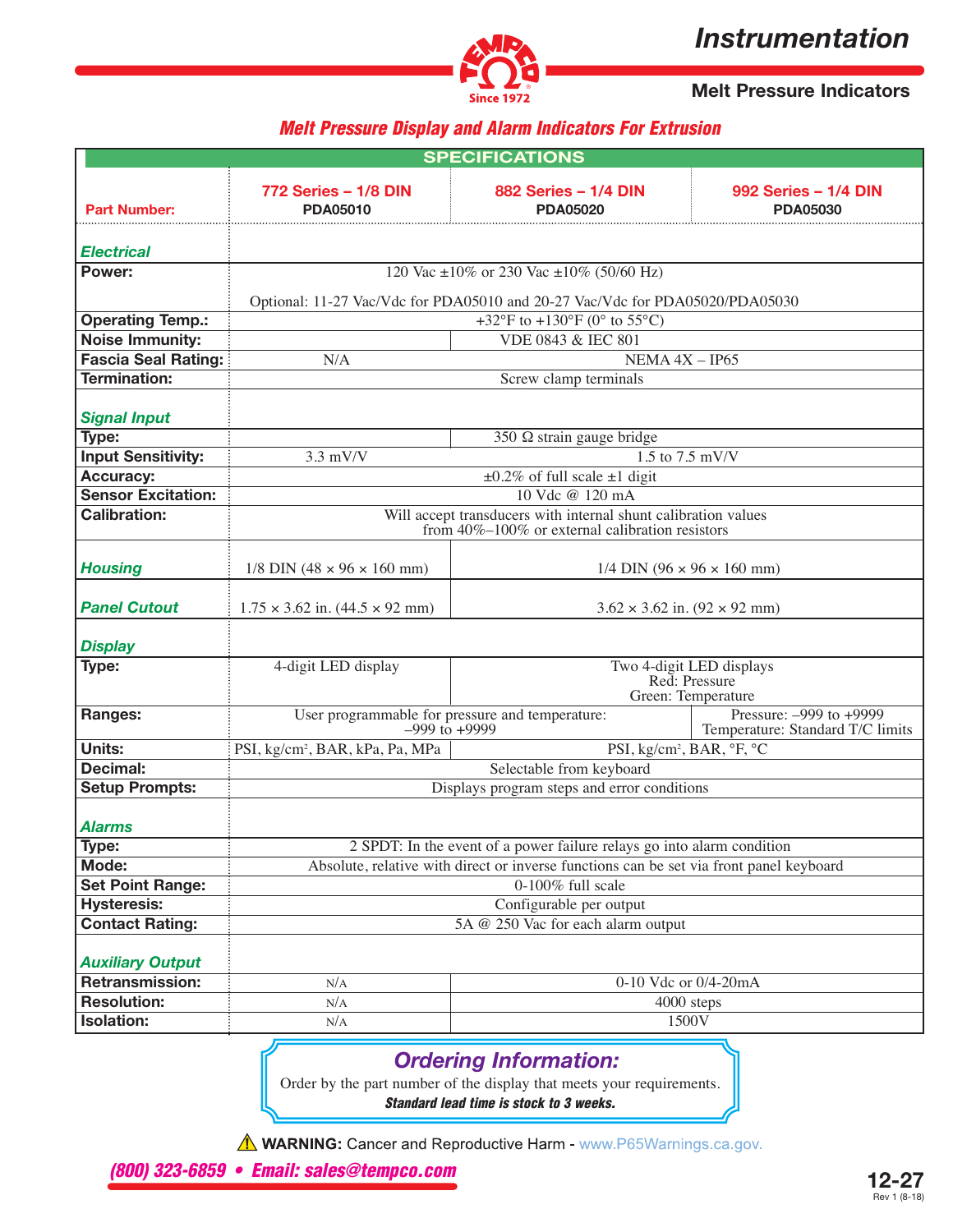## Melt Pressure Display and Alarm Indicators For Extrusion

| SPECIFICATIONS | | | |
|---|---|---|---|
| **Part Number:** | **772 Series – 1/8 DIN** PDA05010 | **882 Series – 1/4 DIN** PDA05020 | **992 Series – 1/4 DIN** PDA05030 |
| ***Electrical*** | | | |
| **Power:** | 120 Vac ±10% or 230 Vac ±10% (50/60 Hz) Optional: 11-27 Vac/Vdc for PDA05010 and 20-27 Vac/Vdc for PDA05020/PDA05030 | | |
| **Operating Temp.:** | +32°F to +130°F (0° to 55°C) | | |
| **Noise Immunity:** | | VDE 0843 & IEC 801 | |
| **Fascia Seal Rating:** | N/A | NEMA 4X – IP65 | |
| **Termination:** | Screw clamp terminals | | |
| ***Signal Input*** | | | |
| **Type:** | | 350 Ω strain gauge bridge | |
| **Input Sensitivity:** | 3.3 mV/V | 1.5 to 7.5 mV/V | |
| **Accuracy:** | ±0.2% of full scale ±1 digit | | |
| **Sensor Excitation:** | 10 Vdc @ 120 mA | | |
| **Calibration:** | Will accept transducers with internal shunt calibration values from 40%–100% or external calibration resistors | | |
| ***Housing*** | 1/8 DIN (48 × 96 × 160 mm) | 1/4 DIN (96 × 96 × 160 mm) | |
| ***Panel Cutout*** | 1.75 × 3.62 in. (44.5 × 92 mm) | 3.62 × 3.62 in. (92 × 92 mm) | |
| ***Display*** | | | |
| **Type:** | 4-digit LED display | Two 4-digit LED displays Red: Pressure Green: Temperature | |
| **Ranges:** | User programmable for pressure and temperature: –999 to +9999 | | Pressure: –999 to +9999 Temperature: Standard T/C limits |
| **Units:** | PSI, kg/cm², BAR, kPa, Pa, MPa | PSI, kg/cm², BAR, °F, °C | |
| **Decimal:** | Selectable from keyboard | | |
| **Setup Prompts:** | Displays program steps and error conditions | | |
| ***Alarms*** | | | |
| **Type:** | 2 SPDT: In the event of a power failure relays go into alarm condition | | |
| **Mode:** | Absolute, relative with direct or inverse functions can be set via front panel keyboard | | |
| **Set Point Range:** | 0-100% full scale | | |
| **Hysteresis:** | Configurable per output | | |
| **Contact Rating:** | 5A @ 250 Vac for each alarm output | | |
| ***Auxiliary Output*** | | | |
| **Retransmission:** | N/A | 0-10 Vdc or 0/4-20mA | |
| **Resolution:** | N/A | 4000 steps | |
| **Isolation:** | N/A | 1500V | |

### Ordering Information:

Order by the part number of the display that meets your requirements.

***Standard lead time is stock to 3 weeks.***

⚠ **WARNING:** Cancer and Reproductive Harm - www.P65Warnings.ca.gov.

***(800) 323-6859 • Email: sales@tempco.com***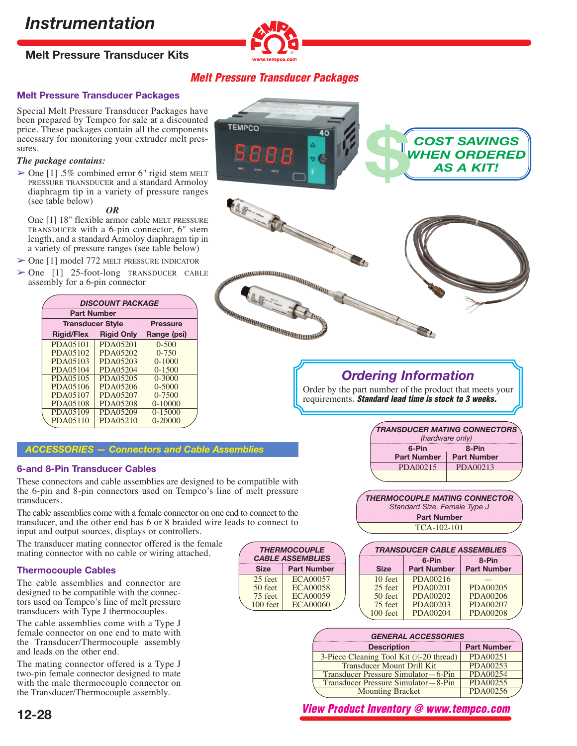# Instrumentation

## Melt Pressure Transducer Kits

## Melt Pressure Transducer Packages

### Melt Pressure Transducer Packages

Special Melt Pressure Transducer Packages have been prepared by Tempco for sale at a discounted price. These packages contain all the components necessary for monitoring your extruder melt pressures.

*The package contains:*

- One [1] .5% combined error 6" rigid stem MELT PRESSURE TRANSDUCER and a standard Armoloy diaphragm tip in a variety of pressure ranges (see table below)

  ***OR***

  One [1] 18" flexible armor cable MELT PRESSURE TRANSDUCER with a 6-pin connector, 6" stem length, and a standard Armoloy diaphragm tip in a variety of pressure ranges (see table below)
- One [1] model 772 MELT PRESSURE INDICATOR
- One [1] 25-foot-long TRANSDUCER CABLE assembly for a 6-pin connector

COST SAVINGS WHEN ORDERED AS A KIT!

| DISCOUNT PACKAGE | | |
|---|---|---|
| Part Number | | |
| Transducer Style | | Pressure |
| Rigid/Flex | Rigid Only | Range (psi) |
| PDA05101 | PDA05201 | 0-500 |
| PDA05102 | PDA05202 | 0-750 |
| PDA05103 | PDA05203 | 0-1000 |
| PDA05104 | PDA05204 | 0-1500 |
| PDA05105 | PDA05205 | 0-3000 |
| PDA05106 | PDA05206 | 0-5000 |
| PDA05107 | PDA05207 | 0-7500 |
| PDA05108 | PDA05208 | 0-10000 |
| PDA05109 | PDA05209 | 0-15000 |
| PDA05110 | PDA05210 | 0-20000 |

### Ordering Information

Order by the part number of the product that meets your requirements. ***Standard lead time is stock to 3 weeks.***

## ACCESSORIES — Connectors and Cable Assemblies

### 6-and 8-Pin Transducer Cables

These connectors and cable assemblies are designed to be compatible with the 6-pin and 8-pin connectors used on Tempco's line of melt pressure transducers.

The cable assemblies come with a female connector on one end to connect to the transducer, and the other end has 6 or 8 braided wire leads to connect to input and output sources, displays or controllers.

The transducer mating connector offered is the female mating connector with no cable or wiring attached.

### Thermocouple Cables

The cable assemblies and connector are designed to be compatible with the connectors used on Tempco's line of melt pressure transducers with Type J thermocouples.

The cable assemblies come with a Type J female connector on one end to mate with the Transducer/Thermocouple assembly and leads on the other end.

The mating connector offered is a Type J two-pin female connector designed to mate with the male thermocouple connector on the Transducer/Thermocouple assembly.

| TRANSDUCER MATING CONNECTORS (hardware only) | |
|---|---|
| 6-Pin Part Number | 8-Pin Part Number |
| PDA00215 | PDA00213 |

| THERMOCOUPLE MATING CONNECTOR Standard Size, Female Type J |
|---|
| Part Number |
| TCA-102-101 |

| THERMOCOUPLE CABLE ASSEMBLIES | |
|---|---|
| Size | Part Number |
| 25 feet | ECA00057 |
| 50 feet | ECA00058 |
| 75 feet | ECA00059 |
| 100 feet | ECA00060 |

| TRANSDUCER CABLE ASSEMBLIES | | |
|---|---|---|
| Size | 6-Pin Part Number | 8-Pin Part Number |
| 10 feet | PDA00216 | — |
| 25 feet | PDA00201 | PDA00205 |
| 50 feet | PDA00202 | PDA00206 |
| 75 feet | PDA00203 | PDA00207 |
| 100 feet | PDA00204 | PDA00208 |

| GENERAL ACCESSORIES | |
|---|---|
| Description | Part Number |
| 3-Piece Cleaning Tool Kit (½-20 thread) | PDA00251 |
| Transducer Mount Drill Kit | PDA00253 |
| Transducer Pressure Simulator—6-Pin | PDA00254 |
| Transducer Pressure Simulator—8-Pin | PDA00255 |
| Mounting Bracket | PDA00256 |

*View Product Inventory @ www.tempco.com*